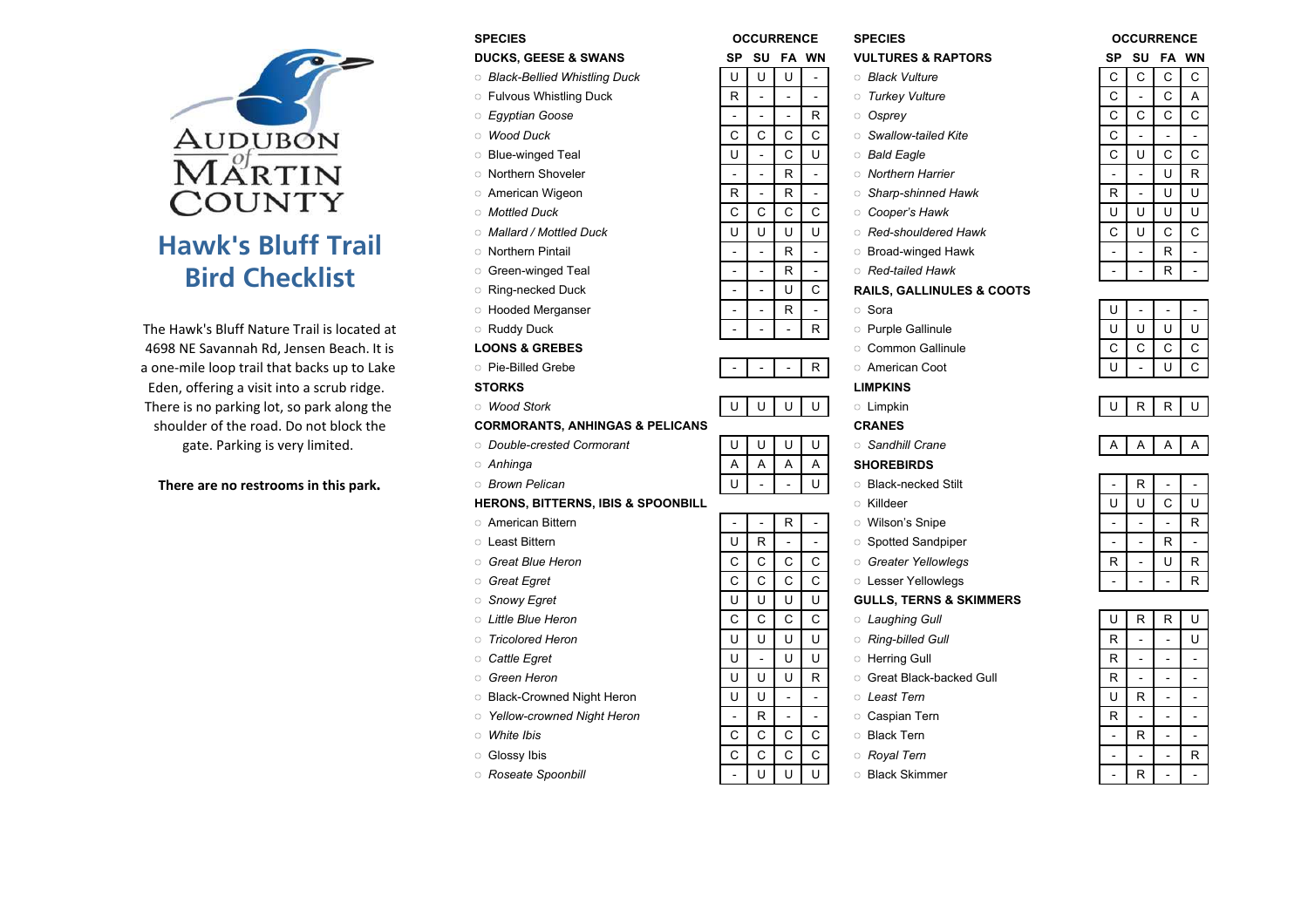# Audubon of Martin County

## Hawk's Bluff Trail Bird Checklist

The Hawk's Bluff Nature Trail is located at 4698 NE Savannah Rd, Jensen Beach. It is a one-mile loop trail that backs up to Lake Eden, offering a visit into a scrub ridge. There is no parking lot, so park along the shoulder of the road. Do not block the gate. Parking is very limited.

**There are no restrooms in this park.**

| SPECIES | SP | SU | FA | WN |
|---|---|---|---|---|
| **DUCKS, GEESE & SWANS** | | | | |
| ○ *Black-Bellied Whistling Duck* | U | U | U | - |
| ○ Fulvous Whistling Duck | R | - | - | - |
| ○ *Egyptian Goose* | - | - | - | R |
| ○ *Wood Duck* | C | C | C | C |
| ○ Blue-winged Teal | U | - | C | U |
| ○ Northern Shoveler | - | - | R | - |
| ○ American Wigeon | R | - | R | - |
| ○ *Mottled Duck* | C | C | C | C |
| ○ *Mallard / Mottled Duck* | U | U | U | U |
| ○ Northern Pintail | - | - | R | - |
| ○ Green-winged Teal | - | - | R | - |
| ○ Ring-necked Duck | - | - | U | C |
| ○ Hooded Merganser | - | - | R | - |
| ○ Ruddy Duck | - | - | - | R |
| **LOONS & GREBES** | | | | |
| ○ Pie-Billed Grebe | - | - | - | R |
| **STORKS** | | | | |
| ○ *Wood Stork* | U | U | U | U |
| **CORMORANTS, ANHINGAS & PELICANS** | | | | |
| ○ *Double-crested Cormorant* | U | U | U | U |
| ○ *Anhinga* | A | A | A | A |
| ○ *Brown Pelican* | U | - | - | U |
| **HERONS, BITTERNS, IBIS & SPOONBILL** | | | | |
| ○ American Bittern | - | - | R | - |
| ○ Least Bittern | U | R | - | - |
| ○ *Great Blue Heron* | C | C | C | C |
| ○ *Great Egret* | C | C | C | C |
| ○ *Snowy Egret* | U | U | U | U |
| ○ *Little Blue Heron* | C | C | C | C |
| ○ *Tricolored Heron* | U | U | U | U |
| ○ *Cattle Egret* | U | - | U | U |
| ○ *Green Heron* | U | U | U | R |
| ○ Black-Crowned Night Heron | U | U | - | - |
| ○ *Yellow-crowned Night Heron* | - | R | - | - |
| ○ *White Ibis* | C | C | C | C |
| ○ Glossy Ibis | C | C | C | C |
| ○ *Roseate Spoonbill* | - | U | U | U |

| SPECIES | SP | SU | FA | WN |
|---|---|---|---|---|
| **VULTURES & RAPTORS** | | | | |
| ○ *Black Vulture* | C | C | C | C |
| ○ *Turkey Vulture* | C | - | C | A |
| ○ *Osprey* | C | C | C | C |
| ○ *Swallow-tailed Kite* | C | - | - | - |
| ○ *Bald Eagle* | C | U | C | C |
| ○ *Northern Harrier* | - | - | U | R |
| ○ *Sharp-shinned Hawk* | R | - | U | U |
| ○ *Cooper's Hawk* | U | U | U | U |
| ○ *Red-shouldered Hawk* | C | U | C | C |
| ○ Broad-winged Hawk | - | - | R | - |
| ○ *Red-tailed Hawk* | - | - | R | - |
| **RAILS, GALLINULES & COOTS** | | | | |
| ○ Sora | U | - | - | - |
| ○ Purple Gallinule | U | U | U | U |
| ○ Common Gallinule | C | C | C | C |
| ○ American Coot | U | - | U | C |
| **LIMPKINS** | | | | |
| ○ Limpkin | U | R | R | U |
| **CRANES** | | | | |
| ○ *Sandhill Crane* | A | A | A | A |
| **SHOREBIRDS** | | | | |
| ○ Black-necked Stilt | - | R | - | - |
| ○ Killdeer | U | U | C | U |
| ○ Wilson's Snipe | - | - | - | R |
| ○ Spotted Sandpiper | - | - | R | - |
| ○ Greater Yellowlegs | R | - | U | R |
| ○ Lesser Yellowlegs | - | - | - | R |
| **GULLS, TERNS & SKIMMERS** | | | | |
| ○ *Laughing Gull* | U | R | R | U |
| ○ *Ring-billed Gull* | R | - | - | U |
| ○ Herring Gull | R | - | - | - |
| ○ Great Black-backed Gull | R | - | - | - |
| ○ *Least Tern* | U | R | - | - |
| ○ Caspian Tern | R | - | - | - |
| ○ Black Tern | - | R | - | - |
| ○ *Royal Tern* | - | - | - | R |
| ○ Black Skimmer | - | R | - | - |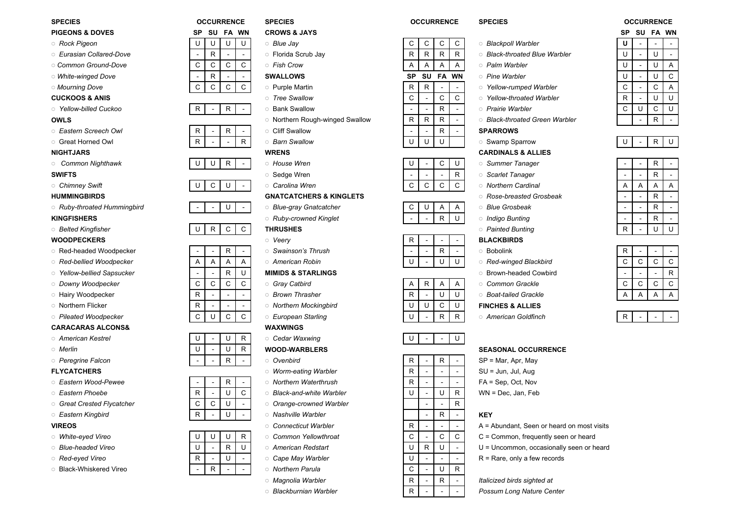| SPECIES | SP | SU | FA | WN |
|---|---|---|---|---|
| **PIGEONS & DOVES** | | | | |
| ○ *Rock Pigeon* | U | U | U | U |
| ○ *Eurasian Collared-Dove* | - | R | - | - |
| ○ *Common Ground-Dove* | C | C | C | C |
| ○ *White-winged Dove* | - | R | - | - |
| ○ *Mourning Dove* | C | C | C | C |
| **CUCKOOS & ANIS** | | | | |
| ○ *Yellow-billed Cuckoo* | R | - | R | - |
| **OWLS** | | | | |
| ○ *Eastern Screech Owl* | R | - | R | - |
| ○ Great Horned Owl | R | - | - | R |
| **NIGHTJARS** | | | | |
| ○ *Common Nighthawk* | U | U | R | - |
| **SWIFTS** | | | | |
| ○ *Chimney Swift* | U | C | U | - |
| **HUMMINGBIRDS** | | | | |
| ○ *Ruby-throated Hummingbird* | - | - | U | - |
| **KINGFISHERS** | | | | |
| ○ *Belted Kingfisher* | U | R | C | C |
| **WOODPECKERS** | | | | |
| ○ Red-headed Woodpecker | - | - | R | - |
| ○ *Red-bellied Woodpecker* | A | A | A | A |
| ○ *Yellow-bellied Sapsucker* | - | - | R | U |
| ○ *Downy Woodpecker* | C | C | C | C |
| ○ Hairy Woodpecker | R | - | - | - |
| ○ Northern Flicker | R | - | - | - |
| ○ *Pileated Woodpecker* | C | U | C | C |
| **CARACARAS ALCONS&** | | | | |
| ○ *American Kestrel* | U | - | U | R |
| ○ *Merlin* | U | - | U | R |
| ○ *Peregrine Falcon* | - | - | R | - |
| **FLYCATCHERS** | | | | |
| ○ *Eastern Wood-Pewee* | - | - | R | - |
| ○ *Eastern Phoebe* | R | - | U | C |
| ○ *Great Crested Flycatcher* | C | C | U | - |
| ○ *Eastern Kingbird* | R | - | U | - |
| **VIREOS** | | | | |
| ○ *White-eyed Vireo* | U | U | U | R |
| ○ *Blue-headed Vireo* | U | - | R | U |
| ○ *Red-eyed Vireo* | R | - | U | - |
| ○ Black-Whiskered Vireo | - | R | - | - |

| SPECIES | SP | SU | FA | WN |
|---|---|---|---|---|
| **CROWS & JAYS** | | | | |
| ○ *Blue Jay* | C | C | C | C |
| ○ Florida Scrub Jay | R | R | R | R |
| ○ *Fish Crow* | A | A | A | A |
| **SWALLOWS** | | | | |
| ○ Purple Martin | R | R | - | - |
| ○ *Tree Swallow* | C | - | C | C |
| ○ Bank Swallow | - | - | R | - |
| ○ Northern Rough-winged Swallow | R | R | R | - |
| ○ Cliff Swallow | - | - | R | - |
| ○ *Barn Swallow* | U | U | U | |
| **WRENS** | | | | |
| ○ *House Wren* | U | - | C | U |
| ○ Sedge Wren | - | - | - | R |
| ○ *Carolina Wren* | C | C | C | C |
| **GNATCATCHERS & KINGLETS** | | | | |
| ○ *Blue-gray Gnatcatcher* | C | U | A | A |
| ○ *Ruby-crowned Kinglet* | - | - | R | U |
| **THRUSHES** | | | | |
| ○ *Veery* | R | - | - | - |
| ○ *Swainson's Thrush* | - | - | R | - |
| ○ *American Robin* | U | - | U | U |
| **MIMIDS & STARLINGS** | | | | |
| ○ *Gray Catbird* | A | R | A | A |
| ○ *Brown Thrasher* | R | - | U | U |
| ○ *Northern Mockingbird* | U | U | C | U |
| ○ *European Starling* | U | - | R | R |
| **WAXWINGS** | | | | |
| ○ *Cedar Waxwing* | U | - | - | U |
| **WOOD-WARBLERS** | | | | |
| ○ *Ovenbird* | R | - | R | - |
| ○ *Worm-eating Warbler* | R | - | - | - |
| ○ *Northern Waterthrush* | R | - | - | - |
| ○ *Black-and-white Warbler* | U | - | U | R |
| ○ *Orange-crowned Warbler* | | - | - | R |
| ○ *Nashville Warbler* | | - | R | - |
| ○ *Connecticut Warbler* | R | - | - | - |
| ○ *Common Yellowthroat* | C | - | C | C |
| ○ *American Redstart* | U | R | U | - |
| ○ *Cape May Warbler* | U | - | - | - |
| ○ *Northern Parula* | C | - | U | R |
| ○ *Magnolia Warbler* | R | - | R | - |
| ○ *Blackburnian Warbler* | R | - | - | - |

| SPECIES | SP | SU | FA | WN |
|---|---|---|---|---|
| ○ *Blackpoll Warbler* | **U** | - | - | - |
| ○ *Black-throated Blue Warbler* | U | - | U | - |
| ○ *Palm Warbler* | U | - | U | A |
| ○ *Pine Warbler* | U | - | U | C |
| ○ *Yellow-rumped Warbler* | C | - | C | A |
| ○ *Yellow-throated Warbler* | R | - | U | U |
| ○ *Prairie Warbler* | C | U | C | U |
| ○ *Black-throated Green Warbler* | | - | R | - |
| **SPARROWS** | | | | |
| ○ Swamp Sparrow | U | - | R | U |
| **CARDINALS & ALLIES** | | | | |
| ○ *Summer Tanager* | - | - | R | - |
| ○ *Scarlet Tanager* | - | - | R | - |
| ○ *Northern Cardinal* | A | A | A | A |
| ○ *Rose-breasted Grosbeak* | - | - | R | - |
| ○ *Blue Grosbeak* | - | - | R | - |
| ○ *Indigo Bunting* | - | - | R | - |
| ○ *Painted Bunting* | R | - | U | U |
| **BLACKBIRDS** | | | | |
| ○ Bobolink | R | - | - | - |
| ○ *Red-winged Blackbird* | C | C | C | C |
| ○ Brown-headed Cowbird | - | - | - | R |
| ○ *Common Grackle* | C | C | C | C |
| ○ *Boat-tailed Grackle* | A | A | A | A |
| **FINCHES & ALLIES** | | | | |
| ○ *American Goldfinch* | R | - | - | - |

**SEASONAL OCCURRENCE**

SP = Mar, Apr, May
SU = Jun, Jul, Aug
FA = Sep, Oct, Nov
WN = Dec, Jan, Feb

**KEY**

A = Abundant, Seen or heard on most visits
C = Common, frequently seen or heard
U = Uncommon, occasionally seen or heard
R = Rare, only a few records

*Italicized birds sighted at Possum Long Nature Center*